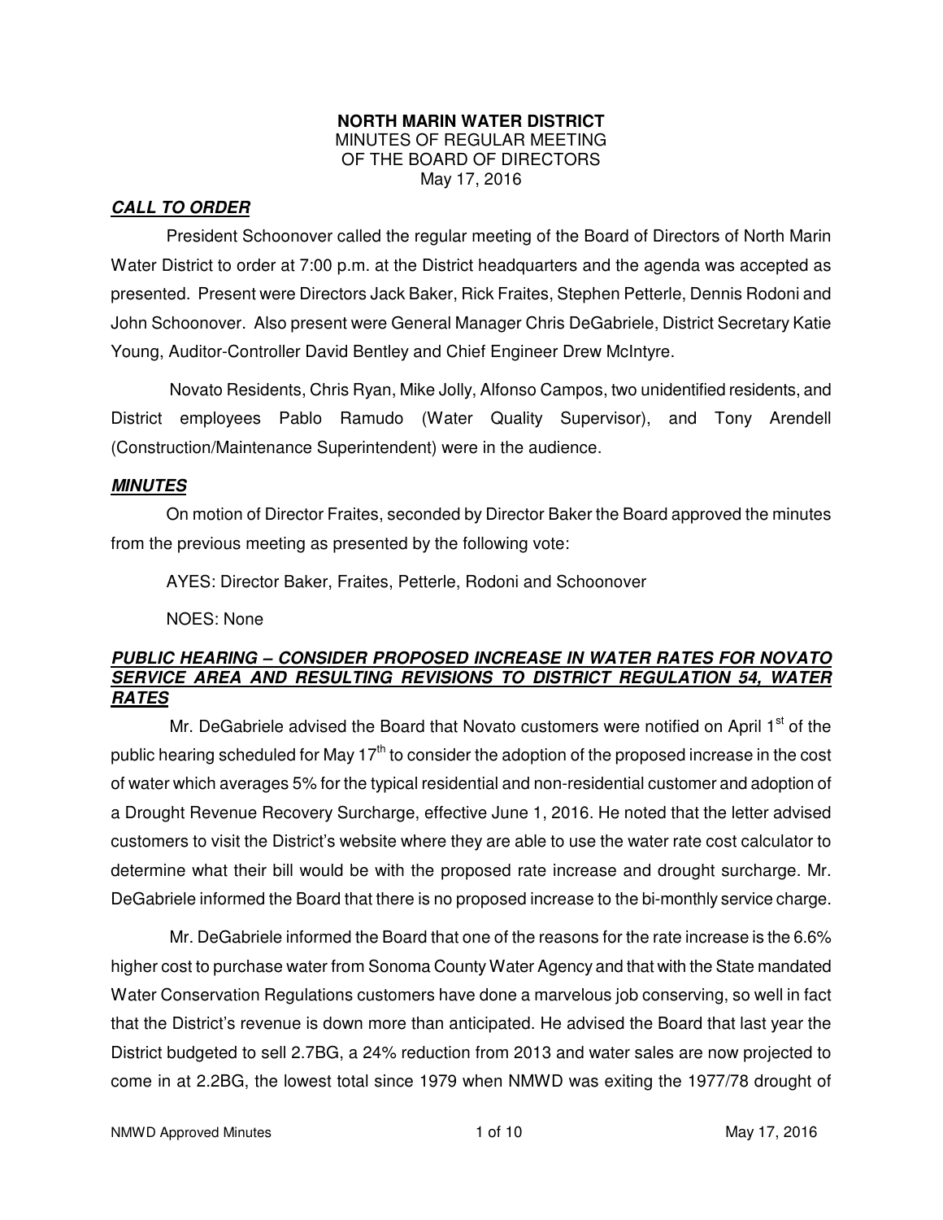**NORTH MARIN WATER DISTRICT**
MINUTES OF REGULAR MEETING
OF THE BOARD OF DIRECTORS
May 17, 2016

***CALL TO ORDER***

President Schoonover called the regular meeting of the Board of Directors of North Marin Water District to order at 7:00 p.m. at the District headquarters and the agenda was accepted as presented. Present were Directors Jack Baker, Rick Fraites, Stephen Petterle, Dennis Rodoni and John Schoonover. Also present were General Manager Chris DeGabriele, District Secretary Katie Young, Auditor-Controller David Bentley and Chief Engineer Drew McIntyre.

Novato Residents, Chris Ryan, Mike Jolly, Alfonso Campos, two unidentified residents, and District employees Pablo Ramudo (Water Quality Supervisor), and Tony Arendell (Construction/Maintenance Superintendent) were in the audience.

***MINUTES***

On motion of Director Fraites, seconded by Director Baker the Board approved the minutes from the previous meeting as presented by the following vote:

AYES: Director Baker, Fraites, Petterle, Rodoni and Schoonover

NOES: None

***PUBLIC HEARING – CONSIDER PROPOSED INCREASE IN WATER RATES FOR NOVATO SERVICE AREA AND RESULTING REVISIONS TO DISTRICT REGULATION 54, WATER RATES***

Mr. DeGabriele advised the Board that Novato customers were notified on April 1st of the public hearing scheduled for May 17th to consider the adoption of the proposed increase in the cost of water which averages 5% for the typical residential and non-residential customer and adoption of a Drought Revenue Recovery Surcharge, effective June 1, 2016. He noted that the letter advised customers to visit the District's website where they are able to use the water rate cost calculator to determine what their bill would be with the proposed rate increase and drought surcharge. Mr. DeGabriele informed the Board that there is no proposed increase to the bi-monthly service charge.

Mr. DeGabriele informed the Board that one of the reasons for the rate increase is the 6.6% higher cost to purchase water from Sonoma County Water Agency and that with the State mandated Water Conservation Regulations customers have done a marvelous job conserving, so well in fact that the District's revenue is down more than anticipated. He advised the Board that last year the District budgeted to sell 2.7BG, a 24% reduction from 2013 and water sales are now projected to come in at 2.2BG, the lowest total since 1979 when NMWD was exiting the 1977/78 drought of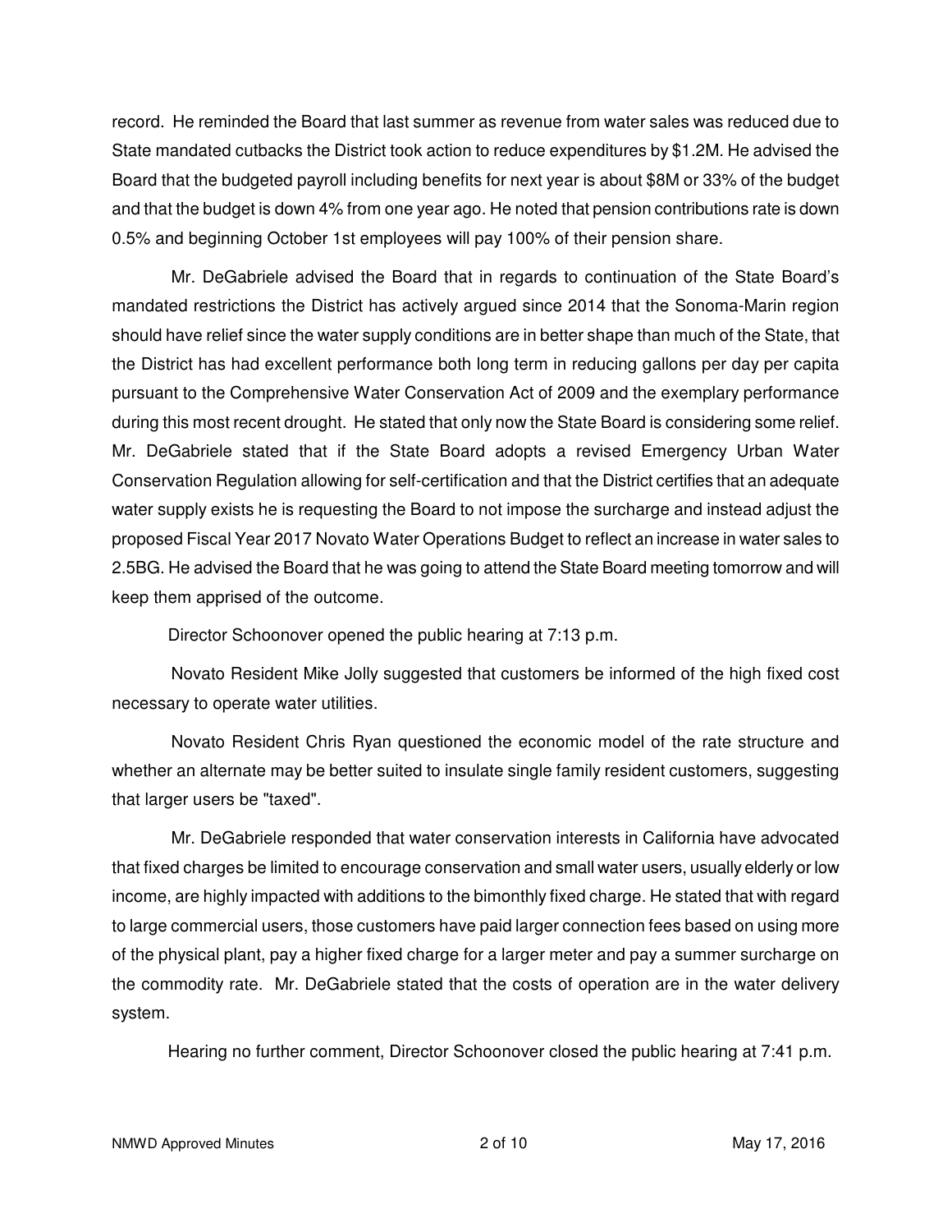record. He reminded the Board that last summer as revenue from water sales was reduced due to State mandated cutbacks the District took action to reduce expenditures by $1.2M. He advised the Board that the budgeted payroll including benefits for next year is about $8M or 33% of the budget and that the budget is down 4% from one year ago. He noted that pension contributions rate is down 0.5% and beginning October 1st employees will pay 100% of their pension share.

Mr. DeGabriele advised the Board that in regards to continuation of the State Board's mandated restrictions the District has actively argued since 2014 that the Sonoma-Marin region should have relief since the water supply conditions are in better shape than much of the State, that the District has had excellent performance both long term in reducing gallons per day per capita pursuant to the Comprehensive Water Conservation Act of 2009 and the exemplary performance during this most recent drought. He stated that only now the State Board is considering some relief. Mr. DeGabriele stated that if the State Board adopts a revised Emergency Urban Water Conservation Regulation allowing for self-certification and that the District certifies that an adequate water supply exists he is requesting the Board to not impose the surcharge and instead adjust the proposed Fiscal Year 2017 Novato Water Operations Budget to reflect an increase in water sales to 2.5BG. He advised the Board that he was going to attend the State Board meeting tomorrow and will keep them apprised of the outcome.

Director Schoonover opened the public hearing at 7:13 p.m.

Novato Resident Mike Jolly suggested that customers be informed of the high fixed cost necessary to operate water utilities.

Novato Resident Chris Ryan questioned the economic model of the rate structure and whether an alternate may be better suited to insulate single family resident customers, suggesting that larger users be "taxed".

Mr. DeGabriele responded that water conservation interests in California have advocated that fixed charges be limited to encourage conservation and small water users, usually elderly or low income, are highly impacted with additions to the bimonthly fixed charge. He stated that with regard to large commercial users, those customers have paid larger connection fees based on using more of the physical plant, pay a higher fixed charge for a larger meter and pay a summer surcharge on the commodity rate. Mr. DeGabriele stated that the costs of operation are in the water delivery system.

Hearing no further comment, Director Schoonover closed the public hearing at 7:41 p.m.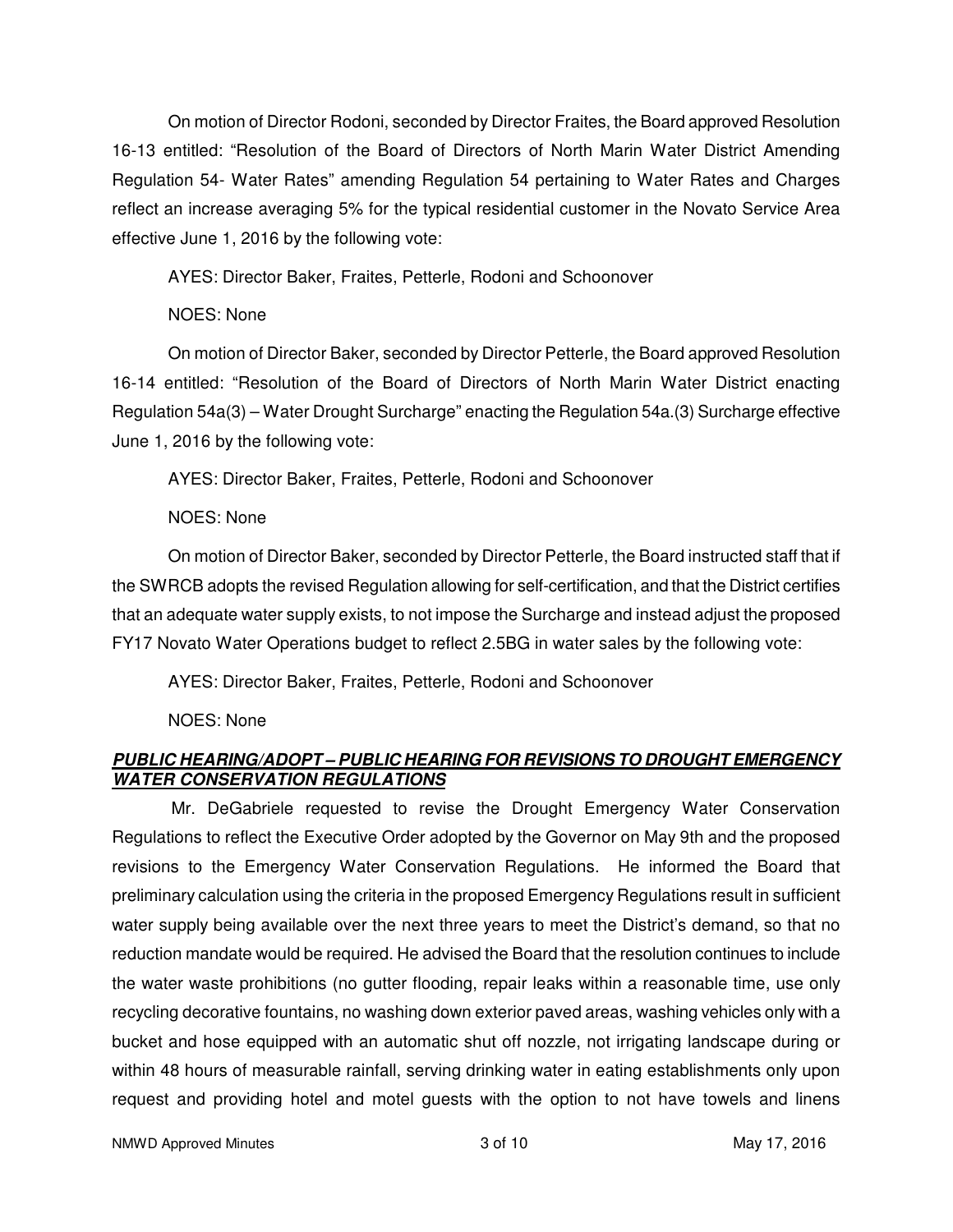On motion of Director Rodoni, seconded by Director Fraites, the Board approved Resolution 16-13 entitled: "Resolution of the Board of Directors of North Marin Water District Amending Regulation 54- Water Rates" amending Regulation 54 pertaining to Water Rates and Charges reflect an increase averaging 5% for the typical residential customer in the Novato Service Area effective June 1, 2016 by the following vote:

AYES: Director Baker, Fraites, Petterle, Rodoni and Schoonover

NOES: None

On motion of Director Baker, seconded by Director Petterle, the Board approved Resolution 16-14 entitled: "Resolution of the Board of Directors of North Marin Water District enacting Regulation 54a(3) – Water Drought Surcharge" enacting the Regulation 54a.(3) Surcharge effective June 1, 2016 by the following vote:

AYES: Director Baker, Fraites, Petterle, Rodoni and Schoonover

NOES: None

On motion of Director Baker, seconded by Director Petterle, the Board instructed staff that if the SWRCB adopts the revised Regulation allowing for self-certification, and that the District certifies that an adequate water supply exists, to not impose the Surcharge and instead adjust the proposed FY17 Novato Water Operations budget to reflect 2.5BG in water sales by the following vote:

AYES: Director Baker, Fraites, Petterle, Rodoni and Schoonover

NOES: None

***PUBLIC HEARING/ADOPT – PUBLIC HEARING FOR REVISIONS TO DROUGHT EMERGENCY WATER CONSERVATION REGULATIONS***

Mr. DeGabriele requested to revise the Drought Emergency Water Conservation Regulations to reflect the Executive Order adopted by the Governor on May 9th and the proposed revisions to the Emergency Water Conservation Regulations. He informed the Board that preliminary calculation using the criteria in the proposed Emergency Regulations result in sufficient water supply being available over the next three years to meet the District's demand, so that no reduction mandate would be required. He advised the Board that the resolution continues to include the water waste prohibitions (no gutter flooding, repair leaks within a reasonable time, use only recycling decorative fountains, no washing down exterior paved areas, washing vehicles only with a bucket and hose equipped with an automatic shut off nozzle, not irrigating landscape during or within 48 hours of measurable rainfall, serving drinking water in eating establishments only upon request and providing hotel and motel guests with the option to not have towels and linens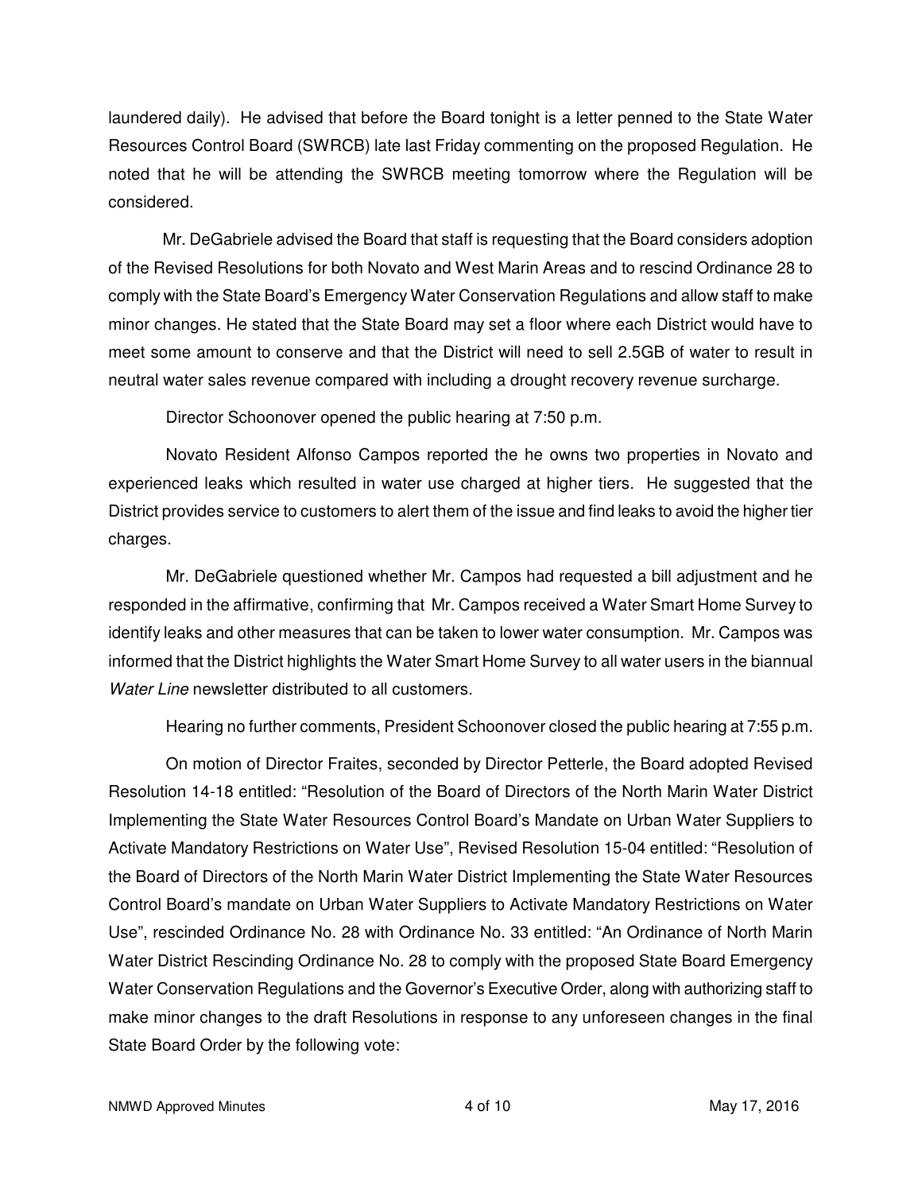laundered daily). He advised that before the Board tonight is a letter penned to the State Water Resources Control Board (SWRCB) late last Friday commenting on the proposed Regulation. He noted that he will be attending the SWRCB meeting tomorrow where the Regulation will be considered.

Mr. DeGabriele advised the Board that staff is requesting that the Board considers adoption of the Revised Resolutions for both Novato and West Marin Areas and to rescind Ordinance 28 to comply with the State Board's Emergency Water Conservation Regulations and allow staff to make minor changes. He stated that the State Board may set a floor where each District would have to meet some amount to conserve and that the District will need to sell 2.5GB of water to result in neutral water sales revenue compared with including a drought recovery revenue surcharge.

Director Schoonover opened the public hearing at 7:50 p.m.

Novato Resident Alfonso Campos reported the he owns two properties in Novato and experienced leaks which resulted in water use charged at higher tiers. He suggested that the District provides service to customers to alert them of the issue and find leaks to avoid the higher tier charges.

Mr. DeGabriele questioned whether Mr. Campos had requested a bill adjustment and he responded in the affirmative, confirming that Mr. Campos received a Water Smart Home Survey to identify leaks and other measures that can be taken to lower water consumption. Mr. Campos was informed that the District highlights the Water Smart Home Survey to all water users in the biannual *Water Line* newsletter distributed to all customers.

Hearing no further comments, President Schoonover closed the public hearing at 7:55 p.m.

On motion of Director Fraites, seconded by Director Petterle, the Board adopted Revised Resolution 14-18 entitled: "Resolution of the Board of Directors of the North Marin Water District Implementing the State Water Resources Control Board's Mandate on Urban Water Suppliers to Activate Mandatory Restrictions on Water Use", Revised Resolution 15-04 entitled: "Resolution of the Board of Directors of the North Marin Water District Implementing the State Water Resources Control Board's mandate on Urban Water Suppliers to Activate Mandatory Restrictions on Water Use", rescinded Ordinance No. 28 with Ordinance No. 33 entitled: "An Ordinance of North Marin Water District Rescinding Ordinance No. 28 to comply with the proposed State Board Emergency Water Conservation Regulations and the Governor's Executive Order, along with authorizing staff to make minor changes to the draft Resolutions in response to any unforeseen changes in the final State Board Order by the following vote: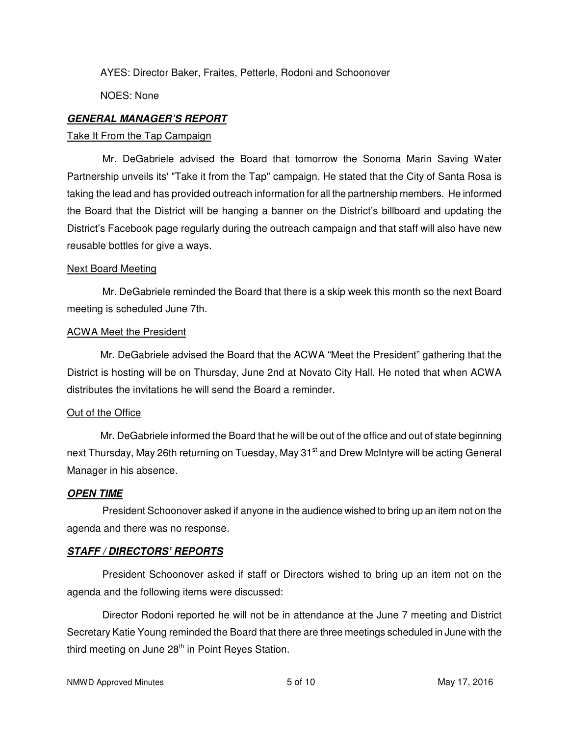AYES: Director Baker, Fraites, Petterle, Rodoni and Schoonover

NOES: None

***GENERAL MANAGER'S REPORT***

Take It From the Tap Campaign

Mr. DeGabriele advised the Board that tomorrow the Sonoma Marin Saving Water Partnership unveils its' "Take it from the Tap" campaign. He stated that the City of Santa Rosa is taking the lead and has provided outreach information for all the partnership members. He informed the Board that the District will be hanging a banner on the District's billboard and updating the District's Facebook page regularly during the outreach campaign and that staff will also have new reusable bottles for give a ways.

Next Board Meeting

Mr. DeGabriele reminded the Board that there is a skip week this month so the next Board meeting is scheduled June 7th.

ACWA Meet the President

Mr. DeGabriele advised the Board that the ACWA "Meet the President" gathering that the District is hosting will be on Thursday, June 2nd at Novato City Hall. He noted that when ACWA distributes the invitations he will send the Board a reminder.

Out of the Office

Mr. DeGabriele informed the Board that he will be out of the office and out of state beginning next Thursday, May 26th returning on Tuesday, May 31st and Drew McIntyre will be acting General Manager in his absence.

***OPEN TIME***

President Schoonover asked if anyone in the audience wished to bring up an item not on the agenda and there was no response.

***STAFF / DIRECTORS' REPORTS***

President Schoonover asked if staff or Directors wished to bring up an item not on the agenda and the following items were discussed:

Director Rodoni reported he will not be in attendance at the June 7 meeting and District Secretary Katie Young reminded the Board that there are three meetings scheduled in June with the third meeting on June 28th in Point Reyes Station.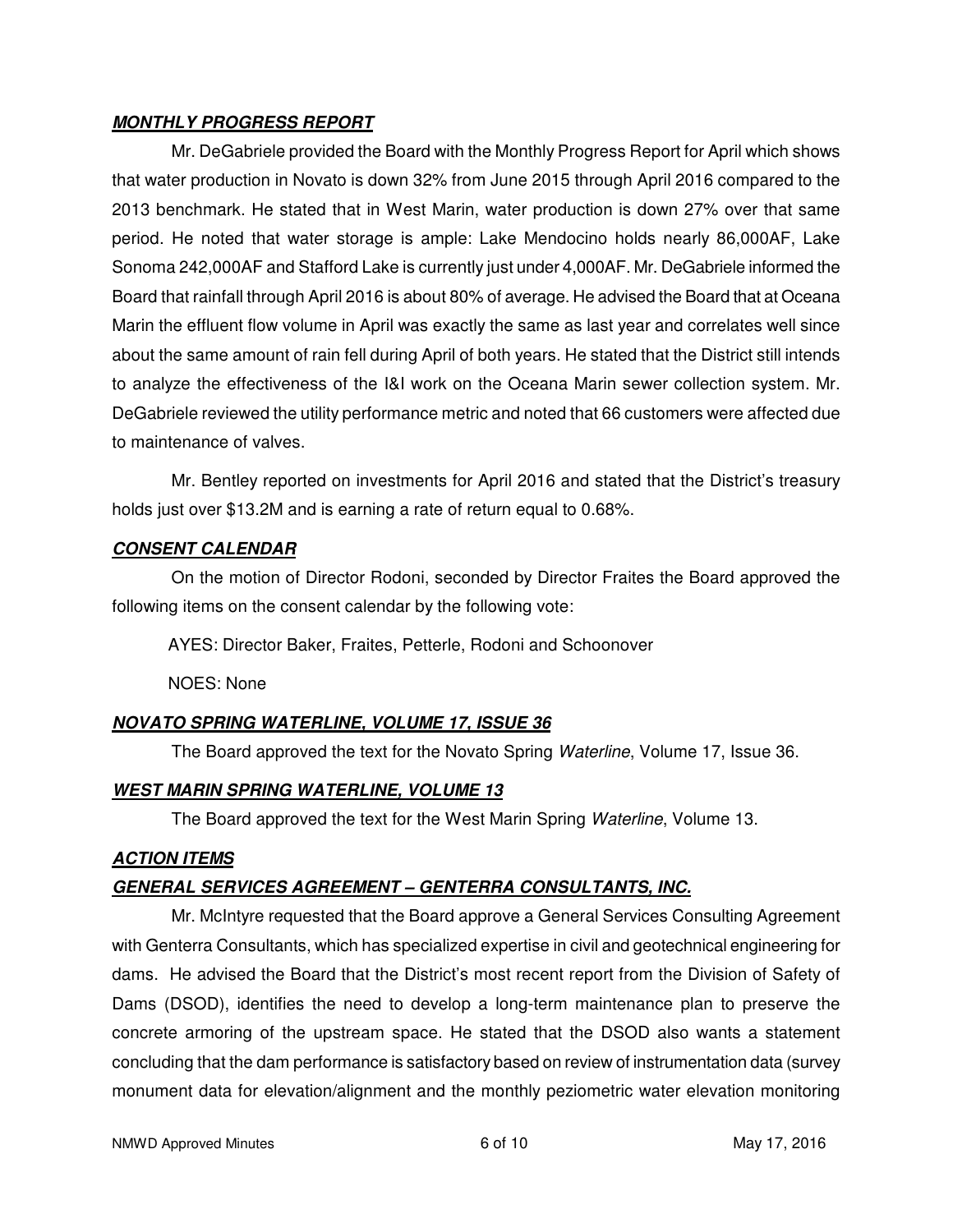***MONTHLY PROGRESS REPORT***

Mr. DeGabriele provided the Board with the Monthly Progress Report for April which shows that water production in Novato is down 32% from June 2015 through April 2016 compared to the 2013 benchmark. He stated that in West Marin, water production is down 27% over that same period. He noted that water storage is ample: Lake Mendocino holds nearly 86,000AF, Lake Sonoma 242,000AF and Stafford Lake is currently just under 4,000AF. Mr. DeGabriele informed the Board that rainfall through April 2016 is about 80% of average. He advised the Board that at Oceana Marin the effluent flow volume in April was exactly the same as last year and correlates well since about the same amount of rain fell during April of both years. He stated that the District still intends to analyze the effectiveness of the I&I work on the Oceana Marin sewer collection system. Mr. DeGabriele reviewed the utility performance metric and noted that 66 customers were affected due to maintenance of valves.

Mr. Bentley reported on investments for April 2016 and stated that the District's treasury holds just over $13.2M and is earning a rate of return equal to 0.68%.

***CONSENT CALENDAR***

On the motion of Director Rodoni, seconded by Director Fraites the Board approved the following items on the consent calendar by the following vote:

AYES: Director Baker, Fraites, Petterle, Rodoni and Schoonover

NOES: None

***NOVATO SPRING WATERLINE, VOLUME 17, ISSUE 36***

The Board approved the text for the Novato Spring *Waterline*, Volume 17, Issue 36.

***WEST MARIN SPRING WATERLINE, VOLUME 13***

The Board approved the text for the West Marin Spring *Waterline*, Volume 13.

***ACTION ITEMS***

***GENERAL SERVICES AGREEMENT – GENTERRA CONSULTANTS, INC.***

Mr. McIntyre requested that the Board approve a General Services Consulting Agreement with Genterra Consultants, which has specialized expertise in civil and geotechnical engineering for dams. He advised the Board that the District's most recent report from the Division of Safety of Dams (DSOD), identifies the need to develop a long-term maintenance plan to preserve the concrete armoring of the upstream space. He stated that the DSOD also wants a statement concluding that the dam performance is satisfactory based on review of instrumentation data (survey monument data for elevation/alignment and the monthly peziometric water elevation monitoring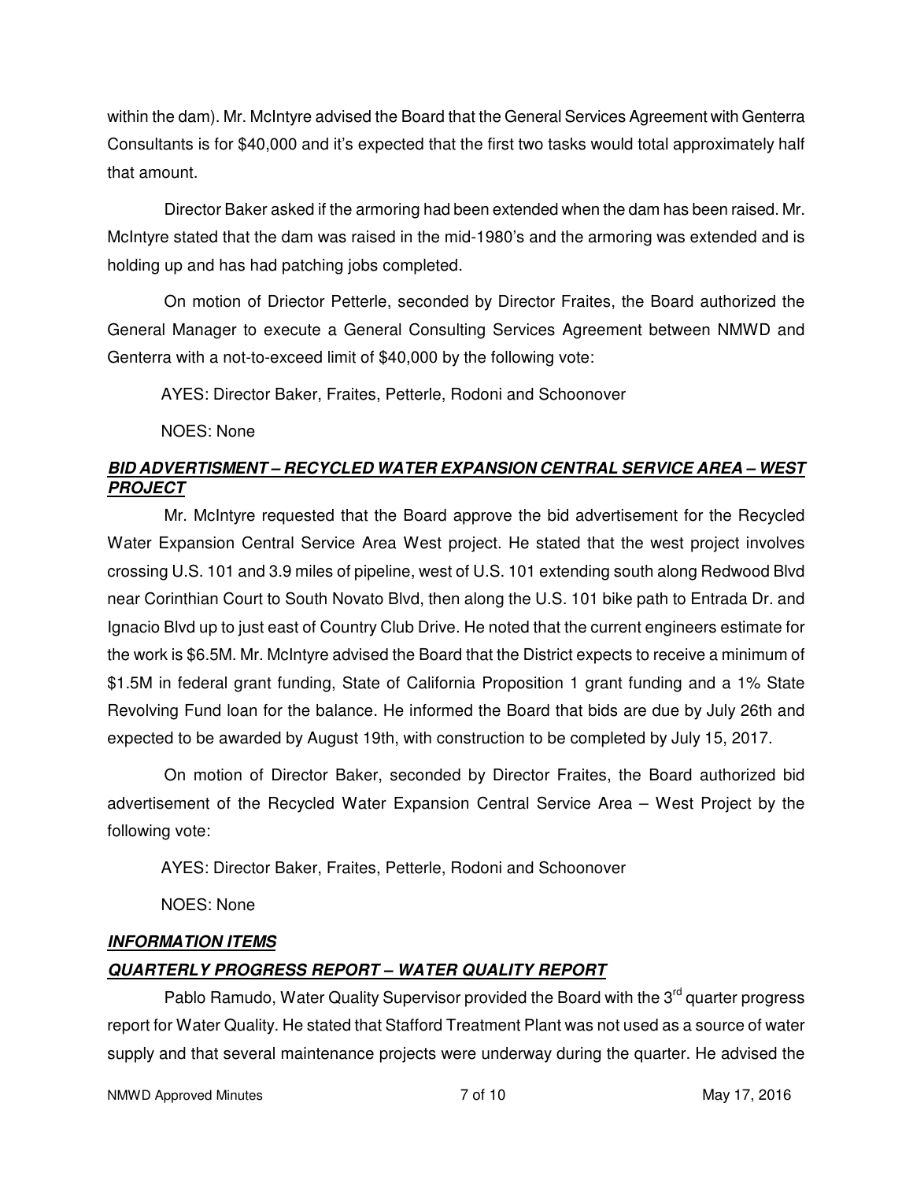within the dam). Mr. McIntyre advised the Board that the General Services Agreement with Genterra Consultants is for $40,000 and it's expected that the first two tasks would total approximately half that amount.

Director Baker asked if the armoring had been extended when the dam has been raised. Mr. McIntyre stated that the dam was raised in the mid-1980's and the armoring was extended and is holding up and has had patching jobs completed.

On motion of Driector Petterle, seconded by Director Fraites, the Board authorized the General Manager to execute a General Consulting Services Agreement between NMWD and Genterra with a not-to-exceed limit of $40,000 by the following vote:

AYES: Director Baker, Fraites, Petterle, Rodoni and Schoonover

NOES: None

***BID ADVERTISMENT – RECYCLED WATER EXPANSION CENTRAL SERVICE AREA – WEST PROJECT***

Mr. McIntyre requested that the Board approve the bid advertisement for the Recycled Water Expansion Central Service Area West project. He stated that the west project involves crossing U.S. 101 and 3.9 miles of pipeline, west of U.S. 101 extending south along Redwood Blvd near Corinthian Court to South Novato Blvd, then along the U.S. 101 bike path to Entrada Dr. and Ignacio Blvd up to just east of Country Club Drive. He noted that the current engineers estimate for the work is $6.5M. Mr. McIntyre advised the Board that the District expects to receive a minimum of $1.5M in federal grant funding, State of California Proposition 1 grant funding and a 1% State Revolving Fund loan for the balance. He informed the Board that bids are due by July 26th and expected to be awarded by August 19th, with construction to be completed by July 15, 2017.

On motion of Director Baker, seconded by Director Fraites, the Board authorized bid advertisement of the Recycled Water Expansion Central Service Area – West Project by the following vote:

AYES: Director Baker, Fraites, Petterle, Rodoni and Schoonover

NOES: None

***INFORMATION ITEMS***

***QUARTERLY PROGRESS REPORT – WATER QUALITY REPORT***

Pablo Ramudo, Water Quality Supervisor provided the Board with the 3rd quarter progress report for Water Quality. He stated that Stafford Treatment Plant was not used as a source of water supply and that several maintenance projects were underway during the quarter. He advised the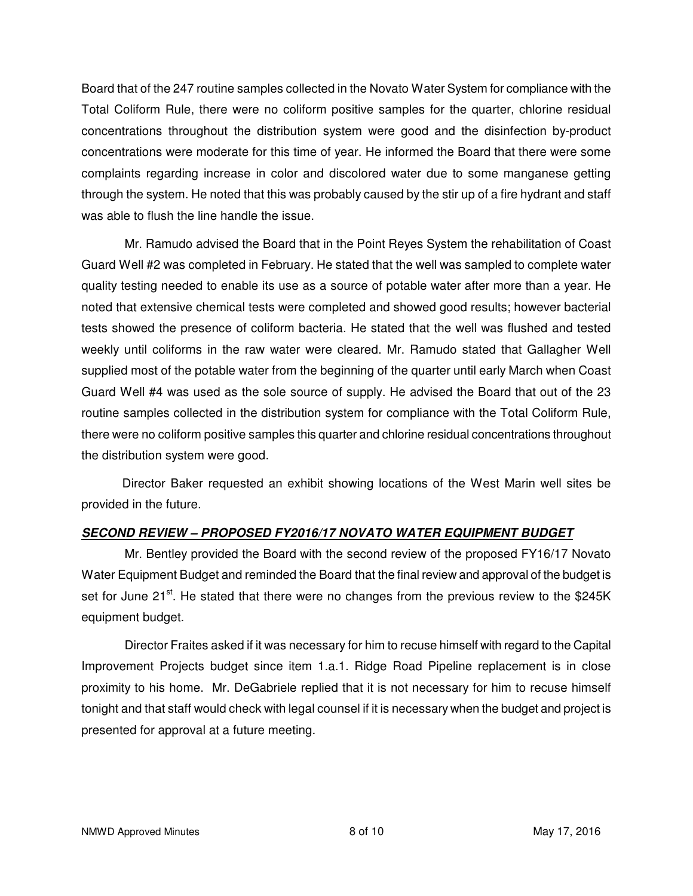Board that of the 247 routine samples collected in the Novato Water System for compliance with the Total Coliform Rule, there were no coliform positive samples for the quarter, chlorine residual concentrations throughout the distribution system were good and the disinfection by-product concentrations were moderate for this time of year. He informed the Board that there were some complaints regarding increase in color and discolored water due to some manganese getting through the system. He noted that this was probably caused by the stir up of a fire hydrant and staff was able to flush the line handle the issue.

Mr. Ramudo advised the Board that in the Point Reyes System the rehabilitation of Coast Guard Well #2 was completed in February. He stated that the well was sampled to complete water quality testing needed to enable its use as a source of potable water after more than a year. He noted that extensive chemical tests were completed and showed good results; however bacterial tests showed the presence of coliform bacteria. He stated that the well was flushed and tested weekly until coliforms in the raw water were cleared. Mr. Ramudo stated that Gallagher Well supplied most of the potable water from the beginning of the quarter until early March when Coast Guard Well #4 was used as the sole source of supply. He advised the Board that out of the 23 routine samples collected in the distribution system for compliance with the Total Coliform Rule, there were no coliform positive samples this quarter and chlorine residual concentrations throughout the distribution system were good.

Director Baker requested an exhibit showing locations of the West Marin well sites be provided in the future.

***SECOND REVIEW – PROPOSED FY2016/17 NOVATO WATER EQUIPMENT BUDGET***

Mr. Bentley provided the Board with the second review of the proposed FY16/17 Novato Water Equipment Budget and reminded the Board that the final review and approval of the budget is set for June 21st. He stated that there were no changes from the previous review to the $245K equipment budget.

Director Fraites asked if it was necessary for him to recuse himself with regard to the Capital Improvement Projects budget since item 1.a.1. Ridge Road Pipeline replacement is in close proximity to his home. Mr. DeGabriele replied that it is not necessary for him to recuse himself tonight and that staff would check with legal counsel if it is necessary when the budget and project is presented for approval at a future meeting.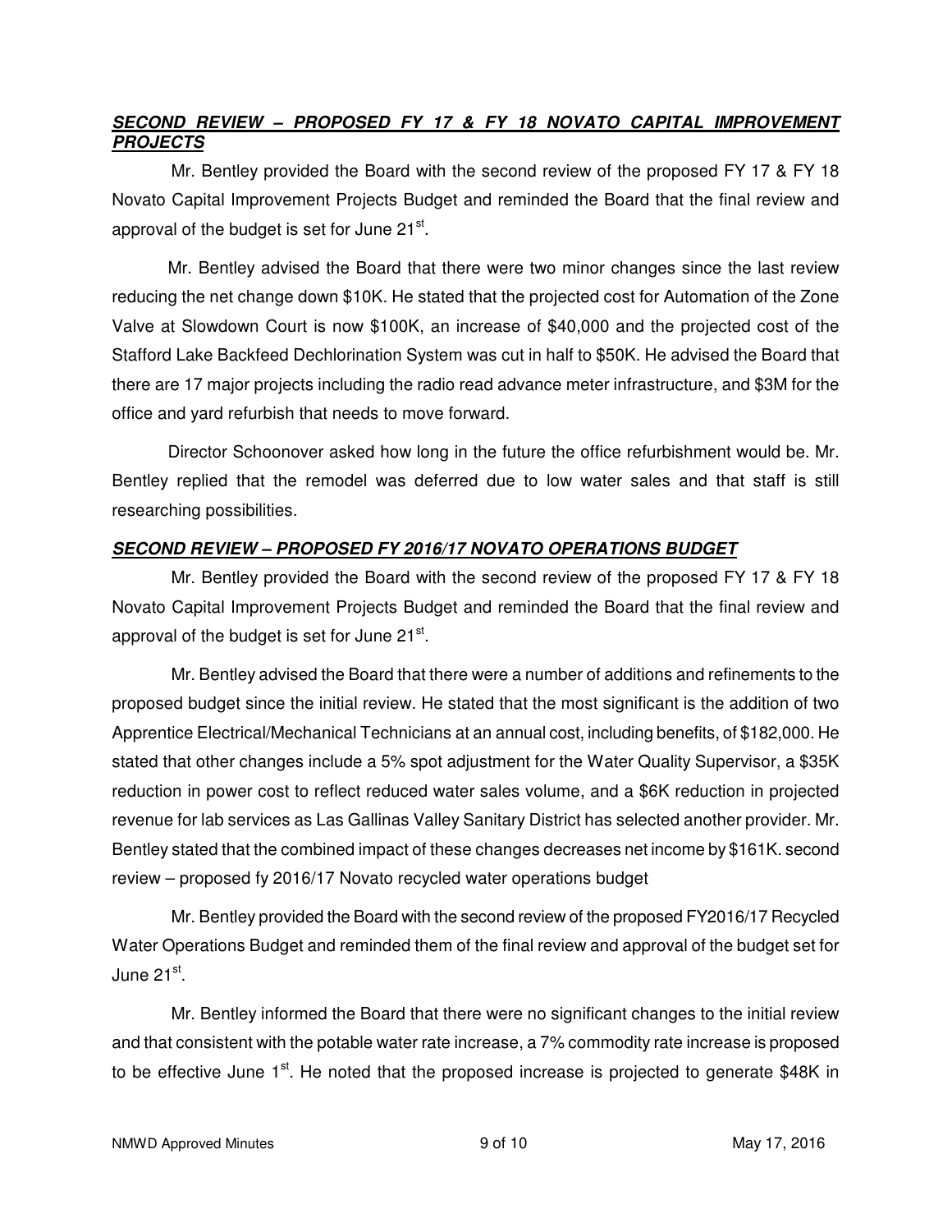***SECOND REVIEW – PROPOSED FY 17 & FY 18 NOVATO CAPITAL IMPROVEMENT PROJECTS***

Mr. Bentley provided the Board with the second review of the proposed FY 17 & FY 18 Novato Capital Improvement Projects Budget and reminded the Board that the final review and approval of the budget is set for June 21st.

Mr. Bentley advised the Board that there were two minor changes since the last review reducing the net change down $10K. He stated that the projected cost for Automation of the Zone Valve at Slowdown Court is now $100K, an increase of $40,000 and the projected cost of the Stafford Lake Backfeed Dechlorination System was cut in half to $50K. He advised the Board that there are 17 major projects including the radio read advance meter infrastructure, and $3M for the office and yard refurbish that needs to move forward.

Director Schoonover asked how long in the future the office refurbishment would be. Mr. Bentley replied that the remodel was deferred due to low water sales and that staff is still researching possibilities.

***SECOND REVIEW – PROPOSED FY 2016/17 NOVATO OPERATIONS BUDGET***

Mr. Bentley provided the Board with the second review of the proposed FY 17 & FY 18 Novato Capital Improvement Projects Budget and reminded the Board that the final review and approval of the budget is set for June 21st.

Mr. Bentley advised the Board that there were a number of additions and refinements to the proposed budget since the initial review. He stated that the most significant is the addition of two Apprentice Electrical/Mechanical Technicians at an annual cost, including benefits, of $182,000. He stated that other changes include a 5% spot adjustment for the Water Quality Supervisor, a $35K reduction in power cost to reflect reduced water sales volume, and a $6K reduction in projected revenue for lab services as Las Gallinas Valley Sanitary District has selected another provider. Mr. Bentley stated that the combined impact of these changes decreases net income by $161K. second review – proposed fy 2016/17 Novato recycled water operations budget

Mr. Bentley provided the Board with the second review of the proposed FY2016/17 Recycled Water Operations Budget and reminded them of the final review and approval of the budget set for June 21st.

Mr. Bentley informed the Board that there were no significant changes to the initial review and that consistent with the potable water rate increase, a 7% commodity rate increase is proposed to be effective June 1st. He noted that the proposed increase is projected to generate $48K in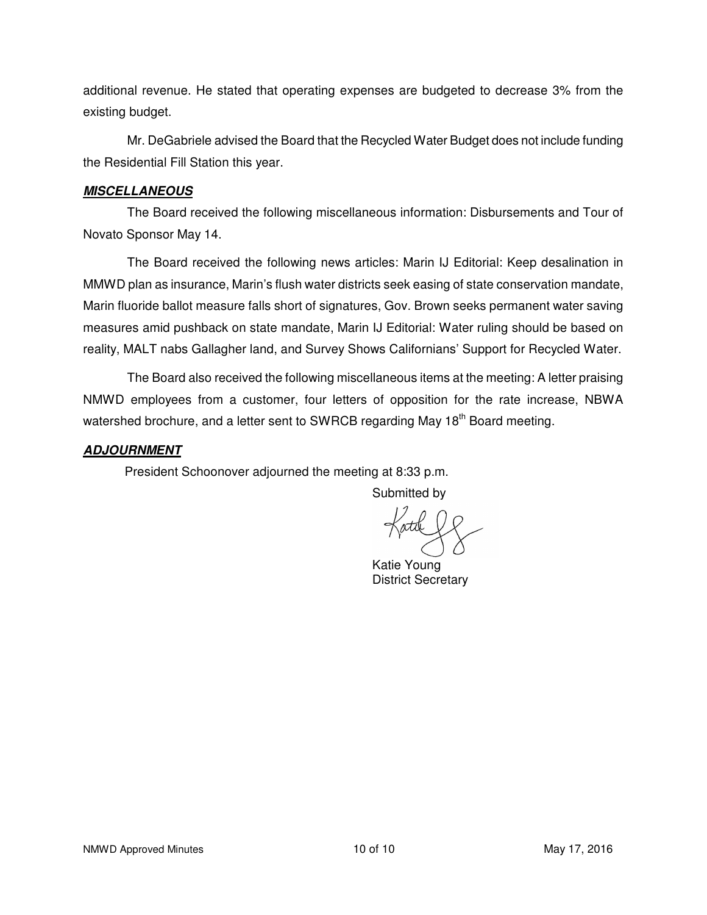additional revenue. He stated that operating expenses are budgeted to decrease 3% from the existing budget.

Mr. DeGabriele advised the Board that the Recycled Water Budget does not include funding the Residential Fill Station this year.

***MISCELLANEOUS***

The Board received the following miscellaneous information: Disbursements and Tour of Novato Sponsor May 14.

The Board received the following news articles: Marin IJ Editorial: Keep desalination in MMWD plan as insurance, Marin's flush water districts seek easing of state conservation mandate, Marin fluoride ballot measure falls short of signatures, Gov. Brown seeks permanent water saving measures amid pushback on state mandate, Marin IJ Editorial: Water ruling should be based on reality, MALT nabs Gallagher land, and Survey Shows Californians' Support for Recycled Water.

The Board also received the following miscellaneous items at the meeting: A letter praising NMWD employees from a customer, four letters of opposition for the rate increase, NBWA watershed brochure, and a letter sent to SWRCB regarding May 18th Board meeting.

***ADJOURNMENT***

President Schoonover adjourned the meeting at 8:33 p.m.

Submitted by

Katie Young
District Secretary